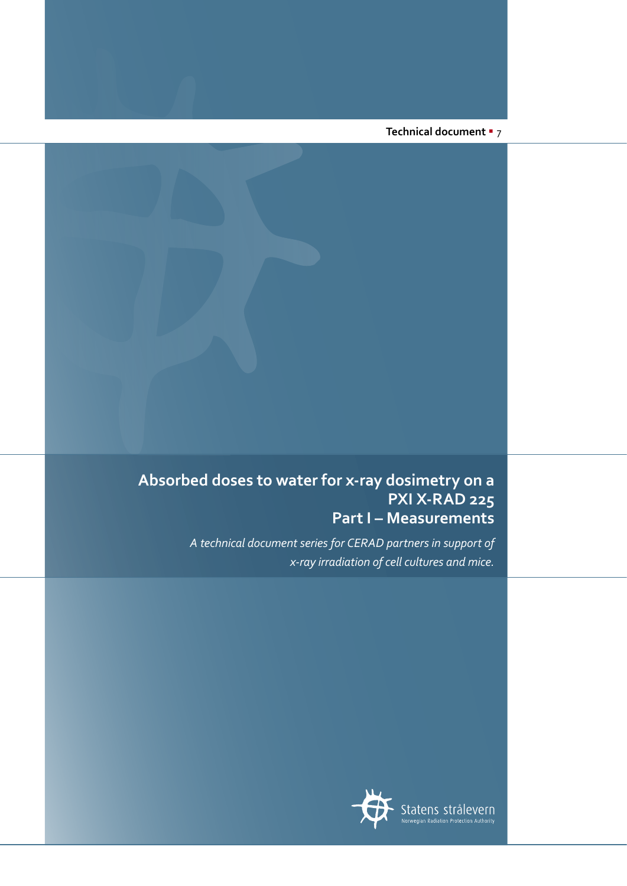Technical document ▪ 7

# Absorbed doses to water for x-ray dosimetry on a PXI X-RAD 225
## Part I – Measurements

*A technical document series for CERAD partners in support of x-ray irradiation of cell cultures and mice.*

Statens strålevern
Norwegian Radiation Protection Authority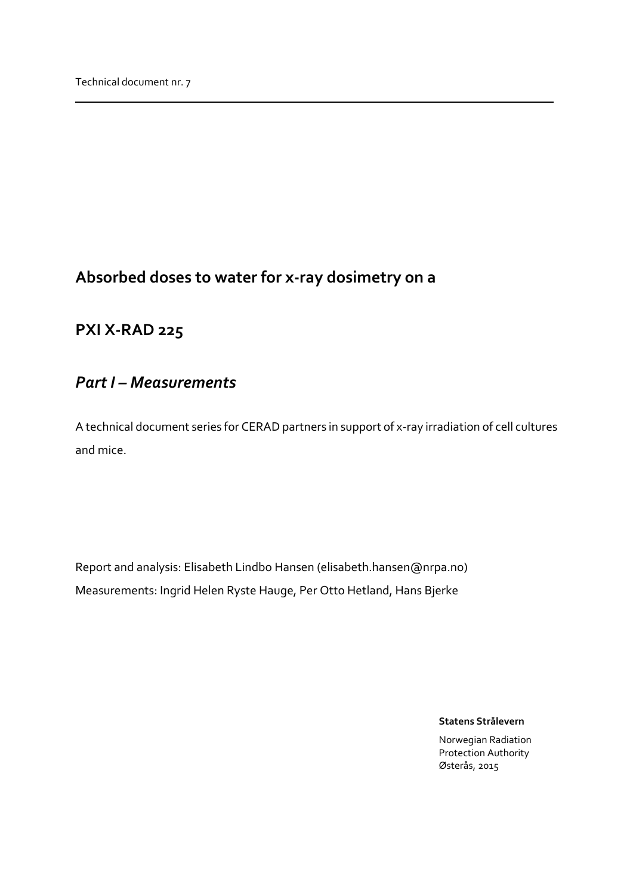Technical document nr. 7

# Absorbed doses to water for x-ray dosimetry on a

# PXI X-RAD 225

## *Part I – Measurements*

A technical document series for CERAD partners in support of x-ray irradiation of cell cultures and mice.

Report and analysis: Elisabeth Lindbo Hansen (elisabeth.hansen@nrpa.no)
Measurements: Ingrid Helen Ryste Hauge, Per Otto Hetland, Hans Bjerke

**Statens Strålevern**

Norwegian Radiation Protection Authority
Østerås, 2015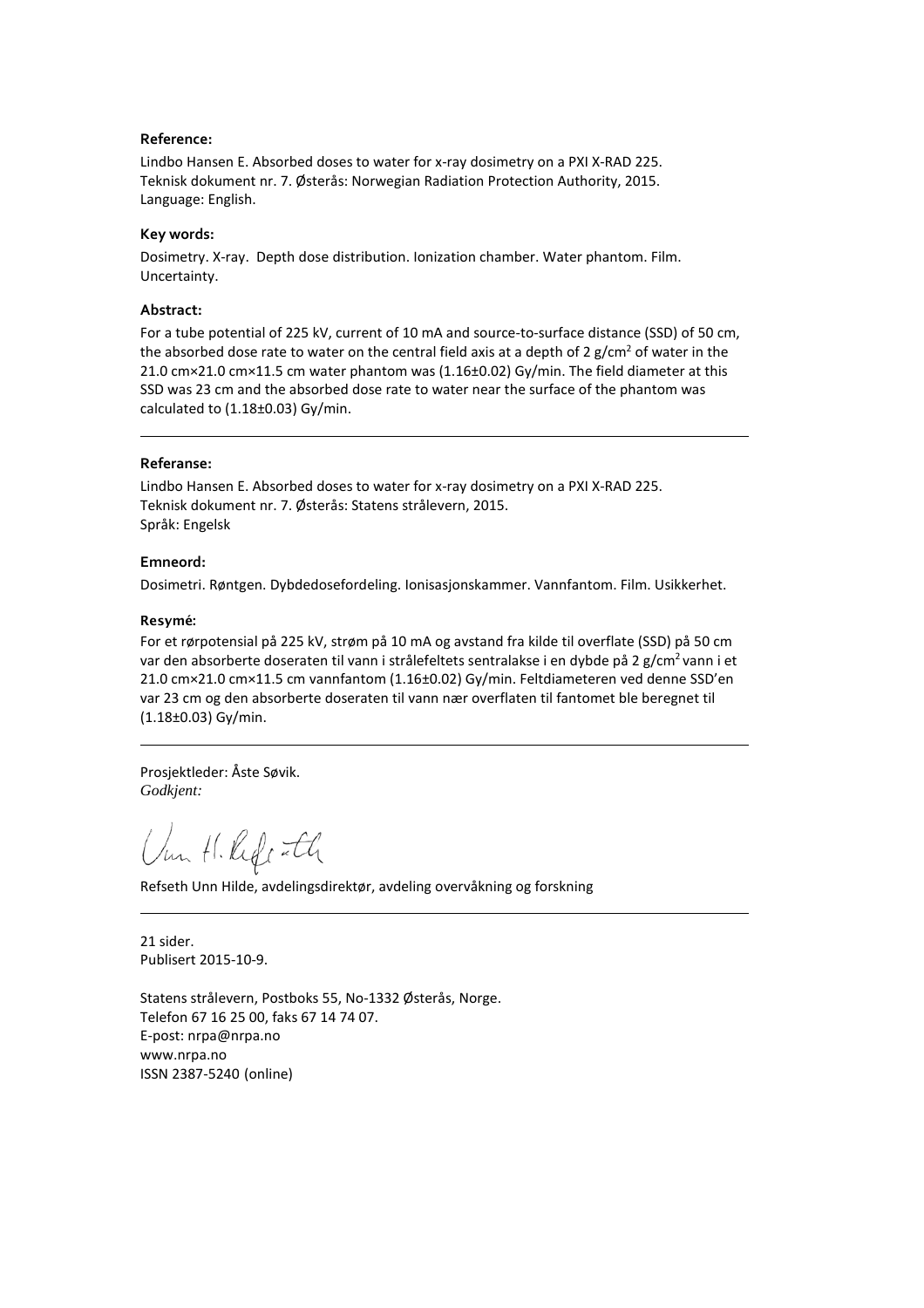**Reference:**

Lindbo Hansen E. Absorbed doses to water for x-ray dosimetry on a PXI X-RAD 225.
Teknisk dokument nr. 7. Østerås: Norwegian Radiation Protection Authority, 2015.
Language: English.

**Key words:**

Dosimetry. X-ray. Depth dose distribution. Ionization chamber. Water phantom. Film. Uncertainty.

**Abstract:**

For a tube potential of 225 kV, current of 10 mA and source-to-surface distance (SSD) of 50 cm, the absorbed dose rate to water on the central field axis at a depth of 2 g/cm$^2$ of water in the 21.0 cm×21.0 cm×11.5 cm water phantom was (1.16±0.02) Gy/min. The field diameter at this SSD was 23 cm and the absorbed dose rate to water near the surface of the phantom was calculated to (1.18±0.03) Gy/min.

---

**Referanse:**

Lindbo Hansen E. Absorbed doses to water for x-ray dosimetry on a PXI X-RAD 225.
Teknisk dokument nr. 7. Østerås: Statens strålevern, 2015.
Språk: Engelsk

**Emneord:**

Dosimetri. Røntgen. Dybdedosefordeling. Ionisasjonskammer. Vannfantom. Film. Usikkerhet.

**Resymé:**

For et rørpotensial på 225 kV, strøm på 10 mA og avstand fra kilde til overflate (SSD) på 50 cm var den absorberte doseraten til vann i strålefeltets sentralakse i en dybde på 2 g/cm$^2$ vann i et 21.0 cm×21.0 cm×11.5 cm vannfantom (1.16±0.02) Gy/min. Feltdiameteren ved denne SSD'en var 23 cm og den absorberte doseraten til vann nær overflaten til fantomet ble beregnet til (1.18±0.03) Gy/min.

---

Prosjektleder: Åste Søvik.
*Godkjent:*

Refseth Unn Hilde, avdelingsdirektør, avdeling overvåkning og forskning

---

21 sider.
Publisert 2015-10-9.

Statens strålevern, Postboks 55, No-1332 Østerås, Norge.
Telefon 67 16 25 00, faks 67 14 74 07.
E-post: nrpa@nrpa.no
www.nrpa.no
ISSN 2387-5240 (online)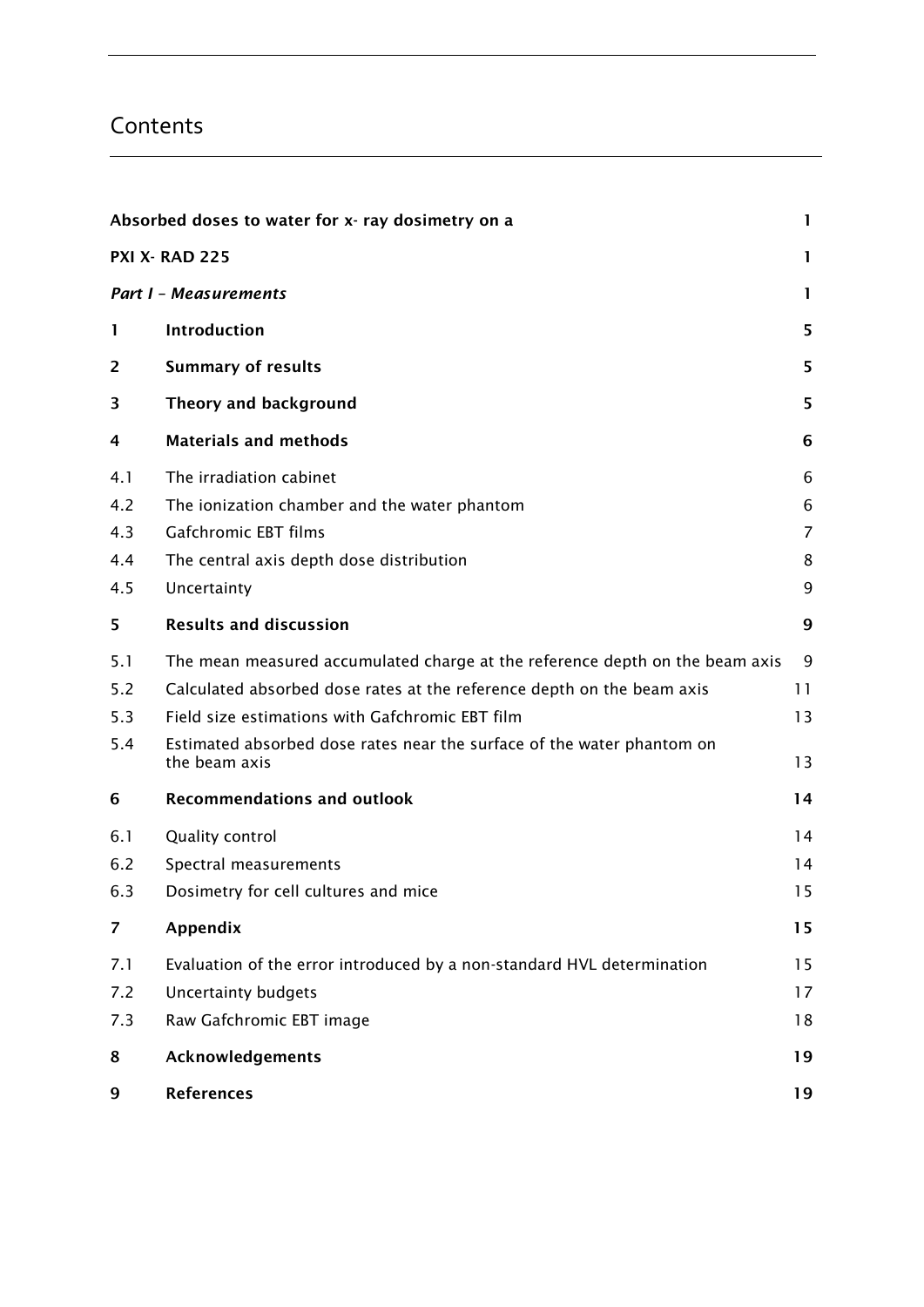# Contents

| | | |
|---|---|---|
| **Absorbed doses to water for x- ray dosimetry on a** | | **1** |
| **PXI X- RAD 225** | | **1** |
| ***Part I – Measurements*** | | **1** |
| **1** | **Introduction** | **5** |
| **2** | **Summary of results** | **5** |
| **3** | **Theory and background** | **5** |
| **4** | **Materials and methods** | **6** |
| 4.1 | The irradiation cabinet | 6 |
| 4.2 | The ionization chamber and the water phantom | 6 |
| 4.3 | Gafchromic EBT films | 7 |
| 4.4 | The central axis depth dose distribution | 8 |
| 4.5 | Uncertainty | 9 |
| **5** | **Results and discussion** | **9** |
| 5.1 | The mean measured accumulated charge at the reference depth on the beam axis | 9 |
| 5.2 | Calculated absorbed dose rates at the reference depth on the beam axis | 11 |
| 5.3 | Field size estimations with Gafchromic EBT film | 13 |
| 5.4 | Estimated absorbed dose rates near the surface of the water phantom on the beam axis | 13 |
| **6** | **Recommendations and outlook** | **14** |
| 6.1 | Quality control | 14 |
| 6.2 | Spectral measurements | 14 |
| 6.3 | Dosimetry for cell cultures and mice | 15 |
| **7** | **Appendix** | **15** |
| 7.1 | Evaluation of the error introduced by a non-standard HVL determination | 15 |
| 7.2 | Uncertainty budgets | 17 |
| 7.3 | Raw Gafchromic EBT image | 18 |
| **8** | **Acknowledgements** | **19** |
| **9** | **References** | **19** |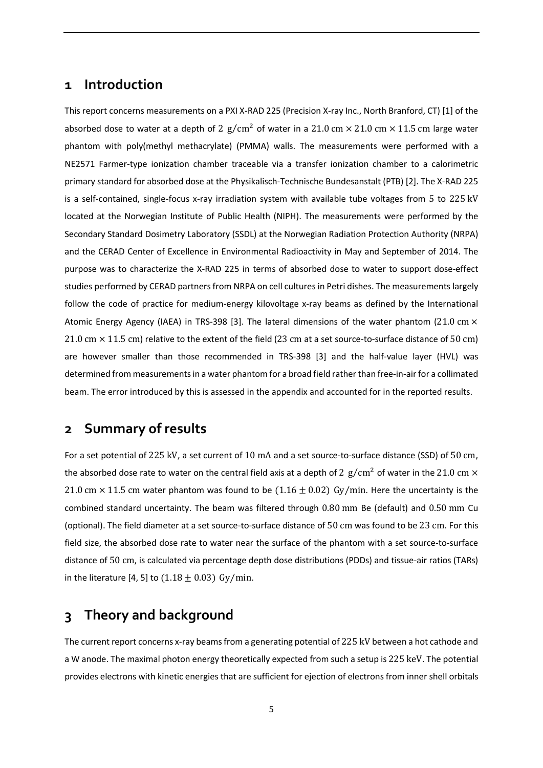# 1 Introduction

This report concerns measurements on a PXI X-RAD 225 (Precision X-ray Inc., North Branford, CT) [1] of the absorbed dose to water at a depth of $2\ \mathrm{g/cm^2}$ of water in a $21.0\ \mathrm{cm} \times 21.0\ \mathrm{cm} \times 11.5\ \mathrm{cm}$ large water phantom with poly(methyl methacrylate) (PMMA) walls. The measurements were performed with a NE2571 Farmer-type ionization chamber traceable via a transfer ionization chamber to a calorimetric primary standard for absorbed dose at the Physikalisch-Technische Bundesanstalt (PTB) [2]. The X-RAD 225 is a self-contained, single-focus x-ray irradiation system with available tube voltages from $5$ to $225\ \mathrm{kV}$ located at the Norwegian Institute of Public Health (NIPH). The measurements were performed by the Secondary Standard Dosimetry Laboratory (SSDL) at the Norwegian Radiation Protection Authority (NRPA) and the CERAD Center of Excellence in Environmental Radioactivity in May and September of 2014. The purpose was to characterize the X-RAD 225 in terms of absorbed dose to water to support dose-effect studies performed by CERAD partners from NRPA on cell cultures in Petri dishes. The measurements largely follow the code of practice for medium-energy kilovoltage x-ray beams as defined by the International Atomic Energy Agency (IAEA) in TRS-398 [3]. The lateral dimensions of the water phantom ($21.0\ \mathrm{cm} \times 21.0\ \mathrm{cm} \times 11.5\ \mathrm{cm}$) relative to the extent of the field ($23\ \mathrm{cm}$ at a set source-to-surface distance of $50\ \mathrm{cm}$) are however smaller than those recommended in TRS-398 [3] and the half-value layer (HVL) was determined from measurements in a water phantom for a broad field rather than free-in-air for a collimated beam. The error introduced by this is assessed in the appendix and accounted for in the reported results.

# 2 Summary of results

For a set potential of $225\ \mathrm{kV}$, a set current of $10\ \mathrm{mA}$ and a set source-to-surface distance (SSD) of $50\ \mathrm{cm}$, the absorbed dose rate to water on the central field axis at a depth of $2\ \mathrm{g/cm^2}$ of water in the $21.0\ \mathrm{cm} \times 21.0\ \mathrm{cm} \times 11.5\ \mathrm{cm}$ water phantom was found to be $(1.16 \pm 0.02)\ \mathrm{Gy/min}$. Here the uncertainty is the combined standard uncertainty. The beam was filtered through $0.80\ \mathrm{mm}$ Be (default) and $0.50\ \mathrm{mm}$ Cu (optional). The field diameter at a set source-to-surface distance of $50\ \mathrm{cm}$ was found to be $23\ \mathrm{cm}$. For this field size, the absorbed dose rate to water near the surface of the phantom with a set source-to-surface distance of $50\ \mathrm{cm}$, is calculated via percentage depth dose distributions (PDDs) and tissue-air ratios (TARs) in the literature [4, 5] to $(1.18 \pm 0.03)\ \mathrm{Gy/min}$.

# 3 Theory and background

The current report concerns x-ray beams from a generating potential of $225\ \mathrm{kV}$ between a hot cathode and a W anode. The maximal photon energy theoretically expected from such a setup is $225\ \mathrm{keV}$. The potential provides electrons with kinetic energies that are sufficient for ejection of electrons from inner shell orbitals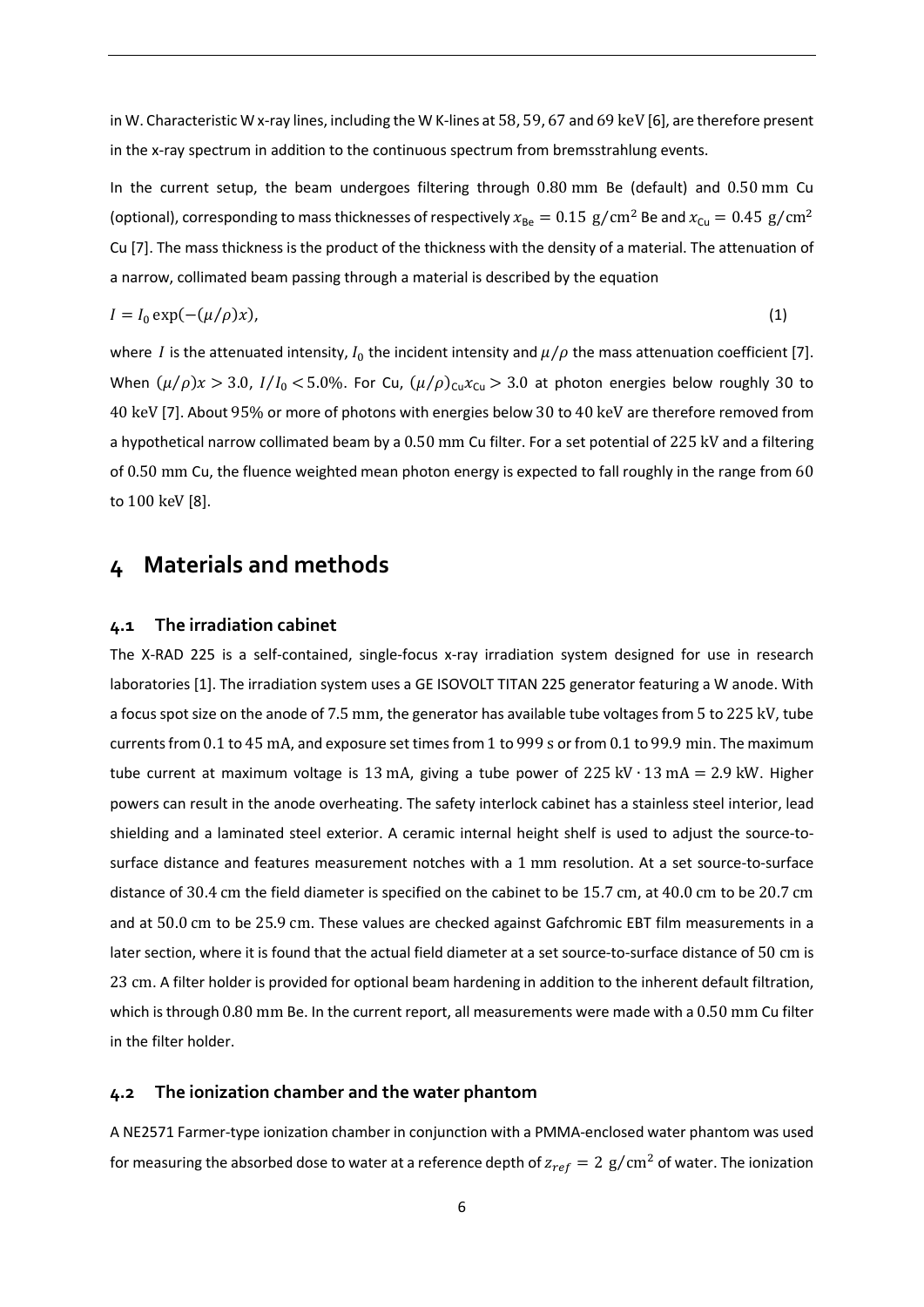in W. Characteristic W x-ray lines, including the W K-lines at 58, 59, 67 and 69 keV [6], are therefore present in the x-ray spectrum in addition to the continuous spectrum from bremsstrahlung events.

In the current setup, the beam undergoes filtering through 0.80 mm Be (default) and 0.50 mm Cu (optional), corresponding to mass thicknesses of respectively $x_{\text{Be}} = 0.15\ \text{g/cm}^2$ Be and $x_{\text{Cu}} = 0.45\ \text{g/cm}^2$ Cu [7]. The mass thickness is the product of the thickness with the density of a material. The attenuation of a narrow, collimated beam passing through a material is described by the equation

$$I = I_0 \exp(-(\mu/\rho)x), \tag{1}$$

where $I$ is the attenuated intensity, $I_0$ the incident intensity and $\mu/\rho$ the mass attenuation coefficient [7]. When $(\mu/\rho)x > 3.0$, $I/I_0 < 5.0\%$. For Cu, $(\mu/\rho)_{\text{Cu}} x_{\text{Cu}} > 3.0$ at photon energies below roughly 30 to 40 keV [7]. About 95% or more of photons with energies below 30 to 40 keV are therefore removed from a hypothetical narrow collimated beam by a 0.50 mm Cu filter. For a set potential of 225 kV and a filtering of 0.50 mm Cu, the fluence weighted mean photon energy is expected to fall roughly in the range from 60 to 100 keV [8].

# 4 Materials and methods

## 4.1 The irradiation cabinet

The X-RAD 225 is a self-contained, single-focus x-ray irradiation system designed for use in research laboratories [1]. The irradiation system uses a GE ISOVOLT TITAN 225 generator featuring a W anode. With a focus spot size on the anode of 7.5 mm, the generator has available tube voltages from 5 to 225 kV, tube currents from 0.1 to 45 mA, and exposure set times from 1 to 999 s or from 0.1 to 99.9 min. The maximum tube current at maximum voltage is 13 mA, giving a tube power of $225\ \text{kV} \cdot 13\ \text{mA} = 2.9\ \text{kW}$. Higher powers can result in the anode overheating. The safety interlock cabinet has a stainless steel interior, lead shielding and a laminated steel exterior. A ceramic internal height shelf is used to adjust the source-to-surface distance and features measurement notches with a 1 mm resolution. At a set source-to-surface distance of 30.4 cm the field diameter is specified on the cabinet to be 15.7 cm, at 40.0 cm to be 20.7 cm and at 50.0 cm to be 25.9 cm. These values are checked against Gafchromic EBT film measurements in a later section, where it is found that the actual field diameter at a set source-to-surface distance of 50 cm is 23 cm. A filter holder is provided for optional beam hardening in addition to the inherent default filtration, which is through 0.80 mm Be. In the current report, all measurements were made with a 0.50 mm Cu filter in the filter holder.

## 4.2 The ionization chamber and the water phantom

A NE2571 Farmer-type ionization chamber in conjunction with a PMMA-enclosed water phantom was used for measuring the absorbed dose to water at a reference depth of $z_{ref} = 2\ \text{g/cm}^2$ of water. The ionization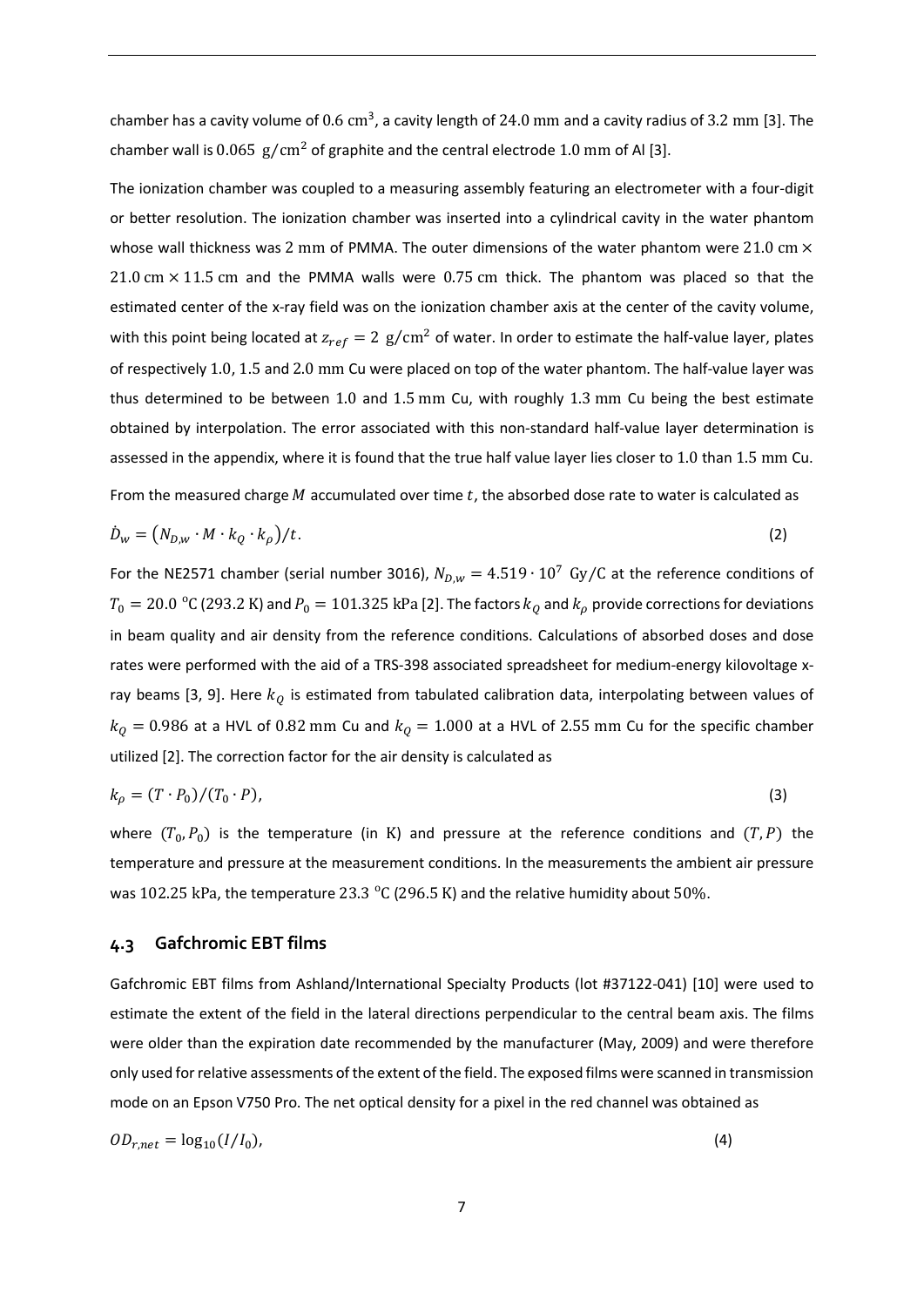chamber has a cavity volume of $0.6 \text{ cm}^3$, a cavity length of $24.0 \text{ mm}$ and a cavity radius of $3.2 \text{ mm}$ [3]. The chamber wall is $0.065 \text{ g/cm}^2$ of graphite and the central electrode $1.0 \text{ mm}$ of Al [3].

The ionization chamber was coupled to a measuring assembly featuring an electrometer with a four-digit or better resolution. The ionization chamber was inserted into a cylindrical cavity in the water phantom whose wall thickness was $2 \text{ mm}$ of PMMA. The outer dimensions of the water phantom were $21.0 \text{ cm} \times 21.0 \text{ cm} \times 11.5 \text{ cm}$ and the PMMA walls were $0.75 \text{ cm}$ thick. The phantom was placed so that the estimated center of the x-ray field was on the ionization chamber axis at the center of the cavity volume, with this point being located at $z_{ref} = 2 \text{ g/cm}^2$ of water. In order to estimate the half-value layer, plates of respectively $1.0$, $1.5$ and $2.0 \text{ mm}$ Cu were placed on top of the water phantom. The half-value layer was thus determined to be between $1.0$ and $1.5 \text{ mm}$ Cu, with roughly $1.3 \text{ mm}$ Cu being the best estimate obtained by interpolation. The error associated with this non-standard half-value layer determination is assessed in the appendix, where it is found that the true half value layer lies closer to $1.0$ than $1.5 \text{ mm}$ Cu.

From the measured charge $M$ accumulated over time $t$, the absorbed dose rate to water is calculated as

$$\dot{D}_w = \left(N_{D,w} \cdot M \cdot k_Q \cdot k_\rho\right)/t. \tag{2}$$

For the NE2571 chamber (serial number 3016), $N_{D,w} = 4.519 \cdot 10^7 \text{ Gy/C}$ at the reference conditions of $T_0 = 20.0 \text{ °C}$ ($293.2 \text{ K}$) and $P_0 = 101.325 \text{ kPa}$ [2]. The factors $k_Q$ and $k_\rho$ provide corrections for deviations in beam quality and air density from the reference conditions. Calculations of absorbed doses and dose rates were performed with the aid of a TRS-398 associated spreadsheet for medium-energy kilovoltage x-ray beams [3, 9]. Here $k_Q$ is estimated from tabulated calibration data, interpolating between values of $k_Q = 0.986$ at a HVL of $0.82 \text{ mm}$ Cu and $k_Q = 1.000$ at a HVL of $2.55 \text{ mm}$ Cu for the specific chamber utilized [2]. The correction factor for the air density is calculated as

$$k_\rho = (T \cdot P_0)/(T_0 \cdot P), \tag{3}$$

where $(T_0, P_0)$ is the temperature (in K) and pressure at the reference conditions and $(T, P)$ the temperature and pressure at the measurement conditions. In the measurements the ambient air pressure was $102.25 \text{ kPa}$, the temperature $23.3 \text{ °C}$ ($296.5 \text{ K}$) and the relative humidity about $50\%$.

### 4.3 Gafchromic EBT films

Gafchromic EBT films from Ashland/International Specialty Products (lot #37122-041) [10] were used to estimate the extent of the field in the lateral directions perpendicular to the central beam axis. The films were older than the expiration date recommended by the manufacturer (May, 2009) and were therefore only used for relative assessments of the extent of the field. The exposed films were scanned in transmission mode on an Epson V750 Pro. The net optical density for a pixel in the red channel was obtained as

$$OD_{r,net} = \log_{10}(I/I_0), \tag{4}$$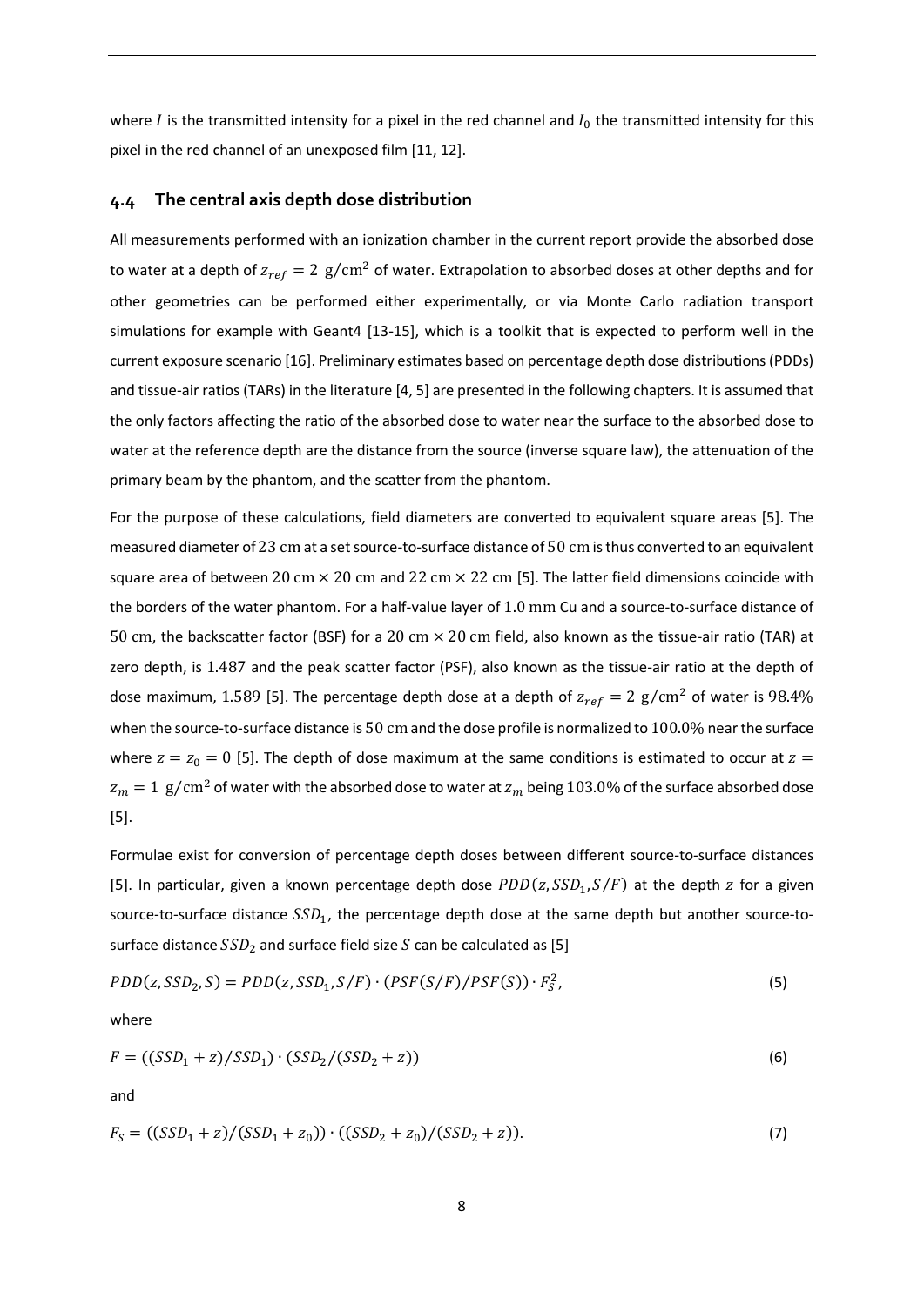where $I$ is the transmitted intensity for a pixel in the red channel and $I_0$ the transmitted intensity for this pixel in the red channel of an unexposed film [11, 12].

## 4.4 The central axis depth dose distribution

All measurements performed with an ionization chamber in the current report provide the absorbed dose to water at a depth of $z_{ref} = 2\ \mathrm{g/cm^2}$ of water. Extrapolation to absorbed doses at other depths and for other geometries can be performed either experimentally, or via Monte Carlo radiation transport simulations for example with Geant4 [13-15], which is a toolkit that is expected to perform well in the current exposure scenario [16]. Preliminary estimates based on percentage depth dose distributions (PDDs) and tissue-air ratios (TARs) in the literature [4, 5] are presented in the following chapters. It is assumed that the only factors affecting the ratio of the absorbed dose to water near the surface to the absorbed dose to water at the reference depth are the distance from the source (inverse square law), the attenuation of the primary beam by the phantom, and the scatter from the phantom.

For the purpose of these calculations, field diameters are converted to equivalent square areas [5]. The measured diameter of $23\ \mathrm{cm}$ at a set source-to-surface distance of $50\ \mathrm{cm}$ is thus converted to an equivalent square area of between $20\ \mathrm{cm} \times 20\ \mathrm{cm}$ and $22\ \mathrm{cm} \times 22\ \mathrm{cm}$ [5]. The latter field dimensions coincide with the borders of the water phantom. For a half-value layer of $1.0\ \mathrm{mm}$ Cu and a source-to-surface distance of $50\ \mathrm{cm}$, the backscatter factor (BSF) for a $20\ \mathrm{cm} \times 20\ \mathrm{cm}$ field, also known as the tissue-air ratio (TAR) at zero depth, is $1.487$ and the peak scatter factor (PSF), also known as the tissue-air ratio at the depth of dose maximum, $1.589$ [5]. The percentage depth dose at a depth of $z_{ref} = 2\ \mathrm{g/cm^2}$ of water is $98.4\%$ when the source-to-surface distance is $50\ \mathrm{cm}$ and the dose profile is normalized to $100.0\%$ near the surface where $z = z_0 = 0$ [5]. The depth of dose maximum at the same conditions is estimated to occur at $z = z_m = 1\ \mathrm{g/cm^2}$ of water with the absorbed dose to water at $z_m$ being $103.0\%$ of the surface absorbed dose [5].

Formulae exist for conversion of percentage depth doses between different source-to-surface distances [5]. In particular, given a known percentage depth dose $PDD(z, SSD_1, S/F)$ at the depth $z$ for a given source-to-surface distance $SSD_1$, the percentage depth dose at the same depth but another source-to-surface distance $SSD_2$ and surface field size $S$ can be calculated as [5]

$$PDD(z, SSD_2, S) = PDD(z, SSD_1, S/F) \cdot (PSF(S/F)/PSF(S)) \cdot F_S^2, \tag{5}$$

where

$$F = ((SSD_1 + z)/SSD_1) \cdot (SSD_2/(SSD_2 + z)) \tag{6}$$

and

$$F_S = ((SSD_1 + z)/(SSD_1 + z_0)) \cdot ((SSD_2 + z_0)/(SSD_2 + z)). \tag{7}$$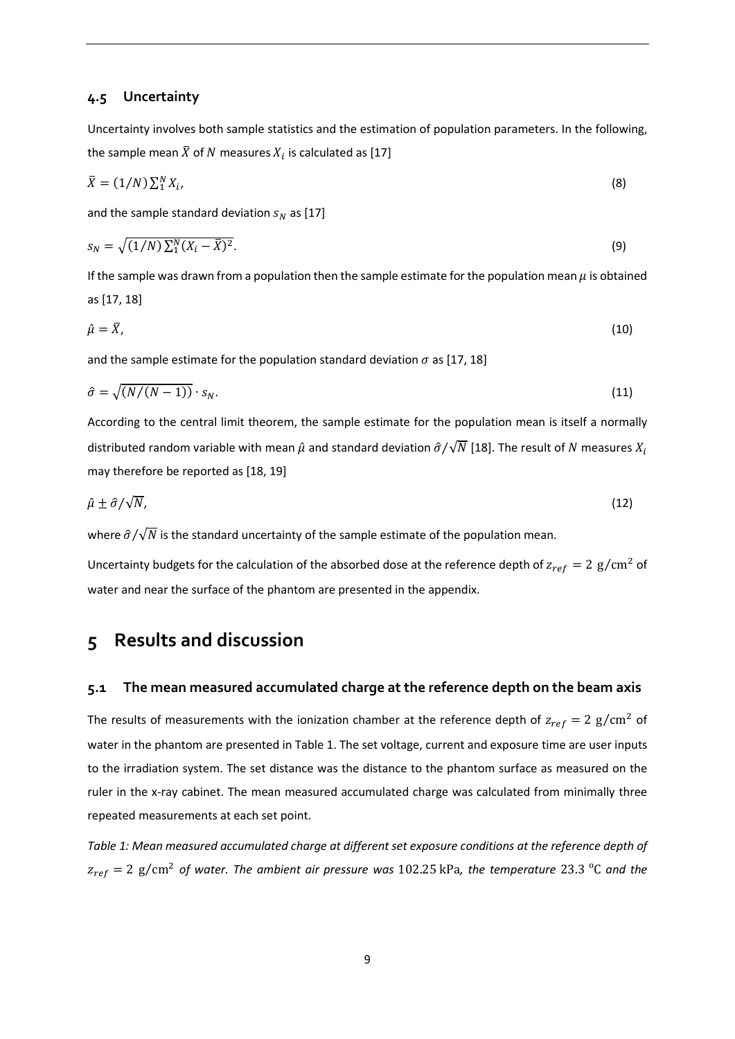### 4.5 Uncertainty

Uncertainty involves both sample statistics and the estimation of population parameters. In the following, the sample mean $\bar{X}$ of $N$ measures $X_i$ is calculated as [17]

$$\bar{X} = (1/N)\sum_1^N X_i, \tag{8}$$

and the sample standard deviation $s_N$ as [17]

$$s_N = \sqrt{(1/N)\sum_1^N (X_i - \bar{X})^2}. \tag{9}$$

If the sample was drawn from a population then the sample estimate for the population mean $\mu$ is obtained as [17, 18]

$$\hat{\mu} = \bar{X}, \tag{10}$$

and the sample estimate for the population standard deviation $\sigma$ as [17, 18]

$$\hat{\sigma} = \sqrt{(N/(N-1))} \cdot s_N. \tag{11}$$

According to the central limit theorem, the sample estimate for the population mean is itself a normally distributed random variable with mean $\hat{\mu}$ and standard deviation $\hat{\sigma}/\sqrt{N}$ [18]. The result of $N$ measures $X_i$ may therefore be reported as [18, 19]

$$\hat{\mu} \pm \hat{\sigma}/\sqrt{N}, \tag{12}$$

where $\hat{\sigma}/\sqrt{N}$ is the standard uncertainty of the sample estimate of the population mean.

Uncertainty budgets for the calculation of the absorbed dose at the reference depth of $z_{ref} = 2\ \mathrm{g/cm^2}$ of water and near the surface of the phantom are presented in the appendix.

# 5 Results and discussion

### 5.1 The mean measured accumulated charge at the reference depth on the beam axis

The results of measurements with the ionization chamber at the reference depth of $z_{ref} = 2\ \mathrm{g/cm^2}$ of water in the phantom are presented in Table 1. The set voltage, current and exposure time are user inputs to the irradiation system. The set distance was the distance to the phantom surface as measured on the ruler in the x-ray cabinet. The mean measured accumulated charge was calculated from minimally three repeated measurements at each set point.

*Table 1: Mean measured accumulated charge at different set exposure conditions at the reference depth of $z_{ref} = 2\ \mathrm{g/cm^2}$ of water. The ambient air pressure was $102.25\ \mathrm{kPa}$, the temperature $23.3\ ^{\circ}\mathrm{C}$ and the*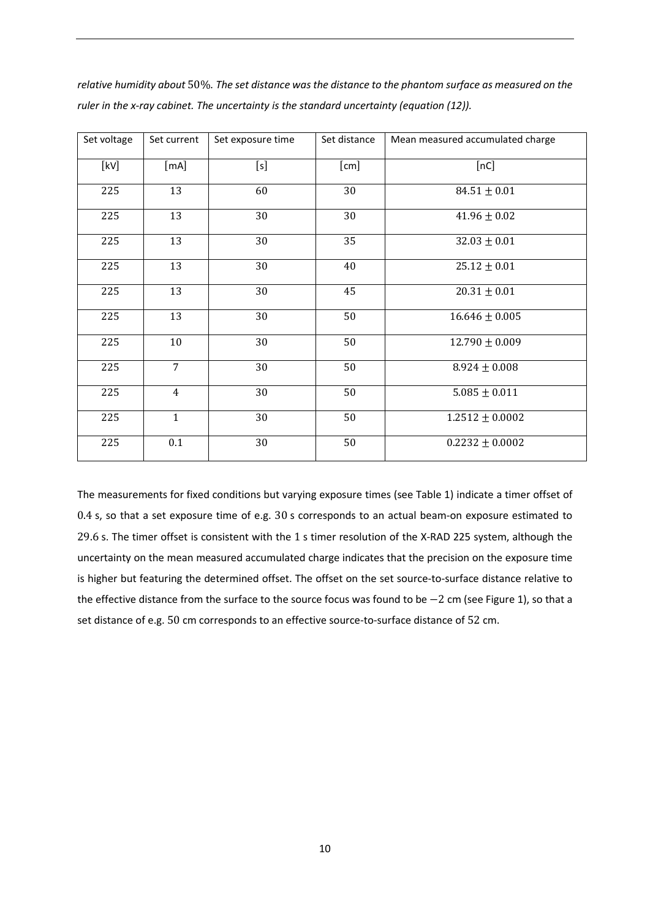*relative humidity about 50%. The set distance was the distance to the phantom surface as measured on the ruler in the x-ray cabinet. The uncertainty is the standard uncertainty (equation (12)).*

| Set voltage | Set current | Set exposure time | Set distance | Mean measured accumulated charge |
|---|---|---|---|---|
| [kV] | [mA] | [s] | [cm] | [nC] |
| 225 | 13 | 60 | 30 | $84.51 \pm 0.01$ |
| 225 | 13 | 30 | 30 | $41.96 \pm 0.02$ |
| 225 | 13 | 30 | 35 | $32.03 \pm 0.01$ |
| 225 | 13 | 30 | 40 | $25.12 \pm 0.01$ |
| 225 | 13 | 30 | 45 | $20.31 \pm 0.01$ |
| 225 | 13 | 30 | 50 | $16.646 \pm 0.005$ |
| 225 | 10 | 30 | 50 | $12.790 \pm 0.009$ |
| 225 | 7 | 30 | 50 | $8.924 \pm 0.008$ |
| 225 | 4 | 30 | 50 | $5.085 \pm 0.011$ |
| 225 | 1 | 30 | 50 | $1.2512 \pm 0.0002$ |
| 225 | 0.1 | 30 | 50 | $0.2232 \pm 0.0002$ |

The measurements for fixed conditions but varying exposure times (see Table 1) indicate a timer offset of 0.4 s, so that a set exposure time of e.g. 30 s corresponds to an actual beam-on exposure estimated to 29.6 s. The timer offset is consistent with the 1 s timer resolution of the X-RAD 225 system, although the uncertainty on the mean measured accumulated charge indicates that the precision on the exposure time is higher but featuring the determined offset. The offset on the set source-to-surface distance relative to the effective distance from the surface to the source focus was found to be $-2$ cm (see Figure 1), so that a set distance of e.g. 50 cm corresponds to an effective source-to-surface distance of 52 cm.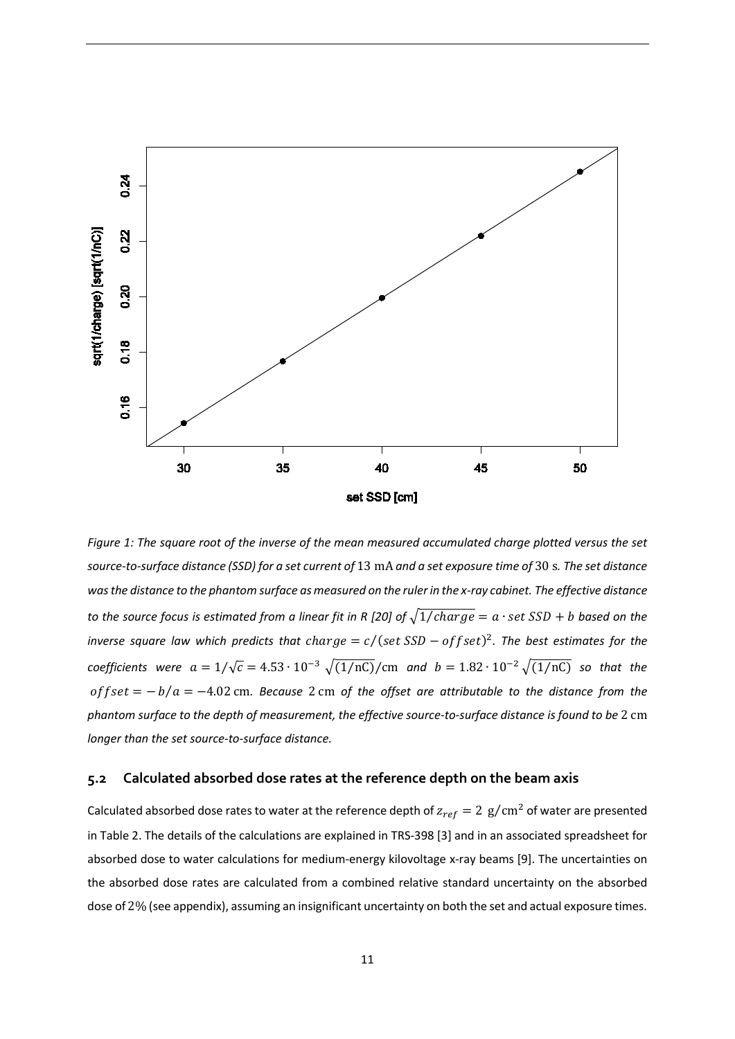*Figure 1: The square root of the inverse of the mean measured accumulated charge plotted versus the set source-to-surface distance (SSD) for a set current of* $13\ \mathrm{mA}$ *and a set exposure time of* $30\ \mathrm{s}$*. The set distance was the distance to the phantom surface as measured on the ruler in the x-ray cabinet. The effective distance to the source focus is estimated from a linear fit in R [20] of* $\sqrt{1/charge} = a \cdot set\ SSD + b$ *based on the inverse square law which predicts that* $charge = c/(set\ SSD - offset)^2$*. The best estimates for the coefficients were* $a = 1/\sqrt{c} = 4.53 \cdot 10^{-3}\ \sqrt{(1/\mathrm{nC})}/\mathrm{cm}$ *and* $b = 1.82 \cdot 10^{-2}\sqrt{(1/\mathrm{nC})}$ *so that the* $offset = -b/a = -4.02\ \mathrm{cm}$*. Because* $2\ \mathrm{cm}$ *of the offset are attributable to the distance from the phantom surface to the depth of measurement, the effective source-to-surface distance is found to be* $2\ \mathrm{cm}$ *longer than the set source-to-surface distance.*

## 5.2 Calculated absorbed dose rates at the reference depth on the beam axis

Calculated absorbed dose rates to water at the reference depth of $z_{ref} = 2\ \mathrm{g/cm^2}$ of water are presented in Table 2. The details of the calculations are explained in TRS-398 [3] and in an associated spreadsheet for absorbed dose to water calculations for medium-energy kilovoltage x-ray beams [9]. The uncertainties on the absorbed dose rates are calculated from a combined relative standard uncertainty on the absorbed dose of $2\%$ (see appendix), assuming an insignificant uncertainty on both the set and actual exposure times.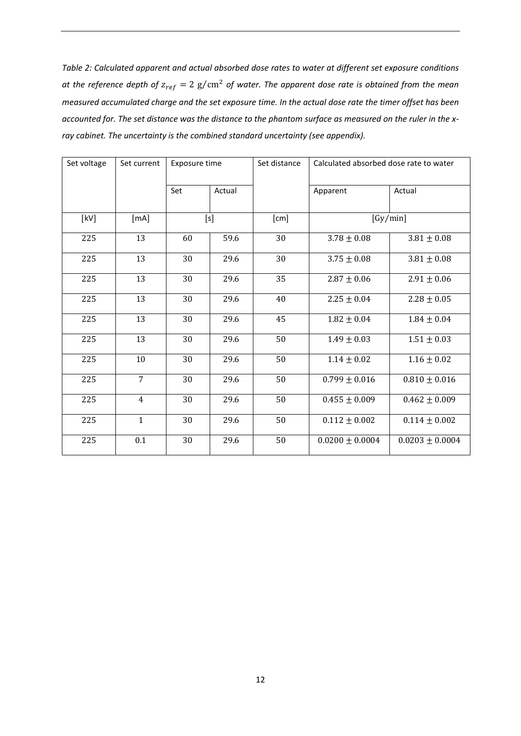*Table 2: Calculated apparent and actual absorbed dose rates to water at different set exposure conditions at the reference depth of $z_{ref} = 2$ g/cm$^2$ of water. The apparent dose rate is obtained from the mean measured accumulated charge and the set exposure time. In the actual dose rate the timer offset has been accounted for. The set distance was the distance to the phantom surface as measured on the ruler in the x-ray cabinet. The uncertainty is the combined standard uncertainty (see appendix).*

| Set voltage | Set current | Exposure time | | Set distance | Calculated absorbed dose rate to water | |
|---|---|---|---|---|---|---|
| | | Set | Actual | | Apparent | Actual |
| [kV] | [mA] | [s] | | [cm] | [Gy/min] | |
| 225 | 13 | 60 | 59.6 | 30 | $3.78 \pm 0.08$ | $3.81 \pm 0.08$ |
| 225 | 13 | 30 | 29.6 | 30 | $3.75 \pm 0.08$ | $3.81 \pm 0.08$ |
| 225 | 13 | 30 | 29.6 | 35 | $2.87 \pm 0.06$ | $2.91 \pm 0.06$ |
| 225 | 13 | 30 | 29.6 | 40 | $2.25 \pm 0.04$ | $2.28 \pm 0.05$ |
| 225 | 13 | 30 | 29.6 | 45 | $1.82 \pm 0.04$ | $1.84 \pm 0.04$ |
| 225 | 13 | 30 | 29.6 | 50 | $1.49 \pm 0.03$ | $1.51 \pm 0.03$ |
| 225 | 10 | 30 | 29.6 | 50 | $1.14 \pm 0.02$ | $1.16 \pm 0.02$ |
| 225 | 7 | 30 | 29.6 | 50 | $0.799 \pm 0.016$ | $0.810 \pm 0.016$ |
| 225 | 4 | 30 | 29.6 | 50 | $0.455 \pm 0.009$ | $0.462 \pm 0.009$ |
| 225 | 1 | 30 | 29.6 | 50 | $0.112 \pm 0.002$ | $0.114 \pm 0.002$ |
| 225 | 0.1 | 30 | 29.6 | 50 | $0.0200 \pm 0.0004$ | $0.0203 \pm 0.0004$ |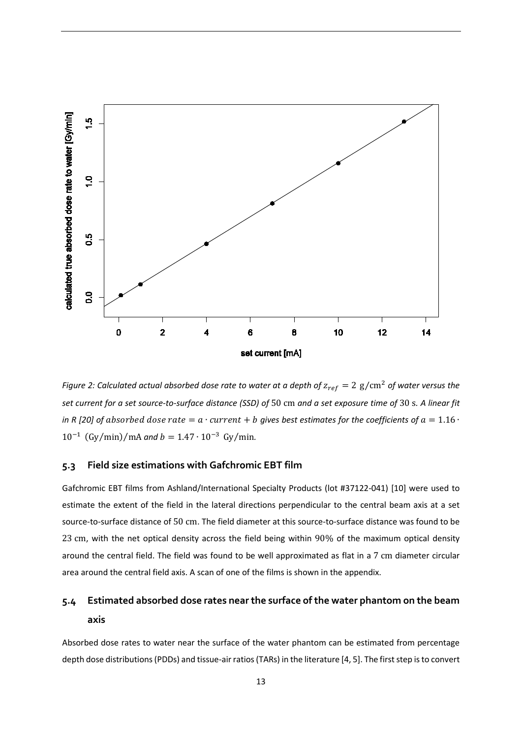*Figure 2: Calculated actual absorbed dose rate to water at a depth of $z_{ref} = 2\ \mathrm{g/cm^2}$ of water versus the set current for a set source-to-surface distance (SSD) of $50\ \mathrm{cm}$ and a set exposure time of $30\ \mathrm{s}$. A linear fit in R [20] of $absorbed\ dose\ rate = a \cdot current + b$ gives best estimates for the coefficients of $a = 1.16 \cdot 10^{-1}\ (\mathrm{Gy/min})/\mathrm{mA}$ and $b = 1.47 \cdot 10^{-3}\ \mathrm{Gy/min}$.*

## 5.3 Field size estimations with Gafchromic EBT film

Gafchromic EBT films from Ashland/International Specialty Products (lot #37122-041) [10] were used to estimate the extent of the field in the lateral directions perpendicular to the central beam axis at a set source-to-surface distance of $50\ \mathrm{cm}$. The field diameter at this source-to-surface distance was found to be $23\ \mathrm{cm}$, with the net optical density across the field being within $90\%$ of the maximum optical density around the central field. The field was found to be well approximated as flat in a $7\ \mathrm{cm}$ diameter circular area around the central field axis. A scan of one of the films is shown in the appendix.

## 5.4 Estimated absorbed dose rates near the surface of the water phantom on the beam axis

Absorbed dose rates to water near the surface of the water phantom can be estimated from percentage depth dose distributions (PDDs) and tissue-air ratios (TARs) in the literature [4, 5]. The first step is to convert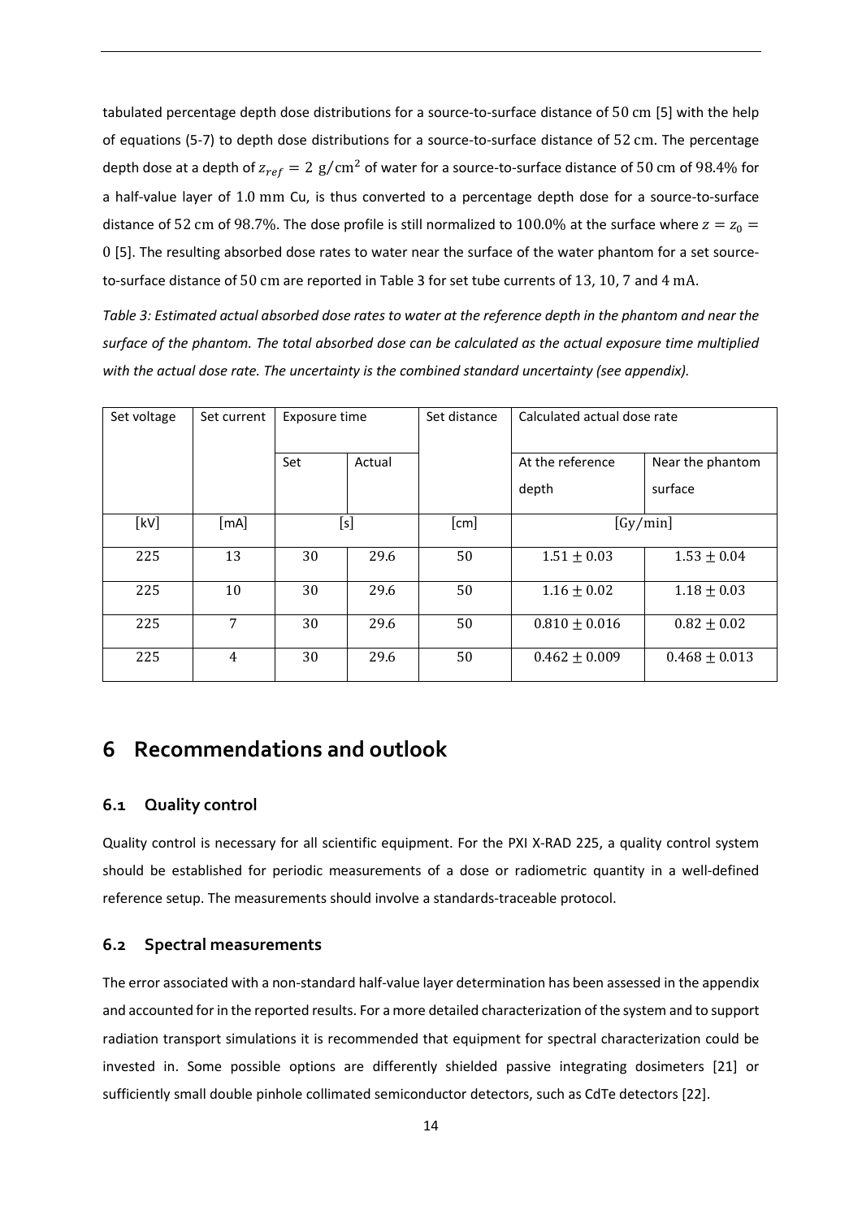tabulated percentage depth dose distributions for a source-to-surface distance of $50$ cm [5] with the help of equations (5-7) to depth dose distributions for a source-to-surface distance of $52$ cm. The percentage depth dose at a depth of $z_{ref} = 2\ \text{g/cm}^2$ of water for a source-to-surface distance of $50$ cm of $98.4\%$ for a half-value layer of $1.0$ mm Cu, is thus converted to a percentage depth dose for a source-to-surface distance of $52$ cm of $98.7\%$. The dose profile is still normalized to $100.0\%$ at the surface where $z = z_0 = 0$ [5]. The resulting absorbed dose rates to water near the surface of the water phantom for a set source-to-surface distance of $50$ cm are reported in Table 3 for set tube currents of $13$, $10$, $7$ and $4$ mA.

*Table 3: Estimated actual absorbed dose rates to water at the reference depth in the phantom and near the surface of the phantom. The total absorbed dose can be calculated as the actual exposure time multiplied with the actual dose rate. The uncertainty is the combined standard uncertainty (see appendix).*

| Set voltage | Set current | Exposure time | | Set distance | Calculated actual dose rate | |
|---|---|---|---|---|---|---|
| | | Set | Actual | | At the reference depth | Near the phantom surface |
| [kV] | [mA] | [s] | | [cm] | [Gy/min] | |
| 225 | 13 | 30 | 29.6 | 50 | $1.51 \pm 0.03$ | $1.53 \pm 0.04$ |
| 225 | 10 | 30 | 29.6 | 50 | $1.16 \pm 0.02$ | $1.18 \pm 0.03$ |
| 225 | 7 | 30 | 29.6 | 50 | $0.810 \pm 0.016$ | $0.82 \pm 0.02$ |
| 225 | 4 | 30 | 29.6 | 50 | $0.462 \pm 0.009$ | $0.468 \pm 0.013$ |

# 6 Recommendations and outlook

## 6.1 Quality control

Quality control is necessary for all scientific equipment. For the PXI X-RAD 225, a quality control system should be established for periodic measurements of a dose or radiometric quantity in a well-defined reference setup. The measurements should involve a standards-traceable protocol.

## 6.2 Spectral measurements

The error associated with a non-standard half-value layer determination has been assessed in the appendix and accounted for in the reported results. For a more detailed characterization of the system and to support radiation transport simulations it is recommended that equipment for spectral characterization could be invested in. Some possible options are differently shielded passive integrating dosimeters [21] or sufficiently small double pinhole collimated semiconductor detectors, such as CdTe detectors [22].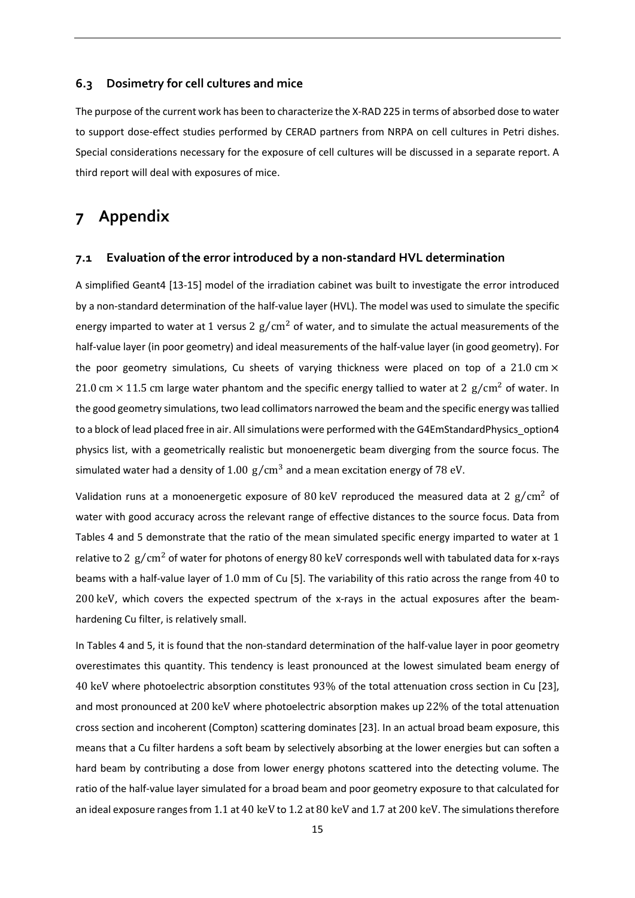### 6.3 Dosimetry for cell cultures and mice

The purpose of the current work has been to characterize the X-RAD 225 in terms of absorbed dose to water to support dose-effect studies performed by CERAD partners from NRPA on cell cultures in Petri dishes. Special considerations necessary for the exposure of cell cultures will be discussed in a separate report. A third report will deal with exposures of mice.

# 7 Appendix

### 7.1 Evaluation of the error introduced by a non-standard HVL determination

A simplified Geant4 [13-15] model of the irradiation cabinet was built to investigate the error introduced by a non-standard determination of the half-value layer (HVL). The model was used to simulate the specific energy imparted to water at $1$ versus $2\ \mathrm{g/cm^2}$ of water, and to simulate the actual measurements of the half-value layer (in poor geometry) and ideal measurements of the half-value layer (in good geometry). For the poor geometry simulations, Cu sheets of varying thickness were placed on top of a $21.0\ \mathrm{cm} \times 21.0\ \mathrm{cm} \times 11.5\ \mathrm{cm}$ large water phantom and the specific energy tallied to water at $2\ \mathrm{g/cm^2}$ of water. In the good geometry simulations, two lead collimators narrowed the beam and the specific energy was tallied to a block of lead placed free in air. All simulations were performed with the G4EmStandardPhysics_option4 physics list, with a geometrically realistic but monoenergetic beam diverging from the source focus. The simulated water had a density of $1.00\ \mathrm{g/cm^3}$ and a mean excitation energy of $78\ \mathrm{eV}$.

Validation runs at a monoenergetic exposure of $80\ \mathrm{keV}$ reproduced the measured data at $2\ \mathrm{g/cm^2}$ of water with good accuracy across the relevant range of effective distances to the source focus. Data from Tables 4 and 5 demonstrate that the ratio of the mean simulated specific energy imparted to water at $1$ relative to $2\ \mathrm{g/cm^2}$ of water for photons of energy $80\ \mathrm{keV}$ corresponds well with tabulated data for x-rays beams with a half-value layer of $1.0\ \mathrm{mm}$ of Cu [5]. The variability of this ratio across the range from $40$ to $200\ \mathrm{keV}$, which covers the expected spectrum of the x-rays in the actual exposures after the beam-hardening Cu filter, is relatively small.

In Tables 4 and 5, it is found that the non-standard determination of the half-value layer in poor geometry overestimates this quantity. This tendency is least pronounced at the lowest simulated beam energy of $40\ \mathrm{keV}$ where photoelectric absorption constitutes $93\%$ of the total attenuation cross section in Cu [23], and most pronounced at $200\ \mathrm{keV}$ where photoelectric absorption makes up $22\%$ of the total attenuation cross section and incoherent (Compton) scattering dominates [23]. In an actual broad beam exposure, this means that a Cu filter hardens a soft beam by selectively absorbing at the lower energies but can soften a hard beam by contributing a dose from lower energy photons scattered into the detecting volume. The ratio of the half-value layer simulated for a broad beam and poor geometry exposure to that calculated for an ideal exposure ranges from $1.1$ at $40\ \mathrm{keV}$ to $1.2$ at $80\ \mathrm{keV}$ and $1.7$ at $200\ \mathrm{keV}$. The simulations therefore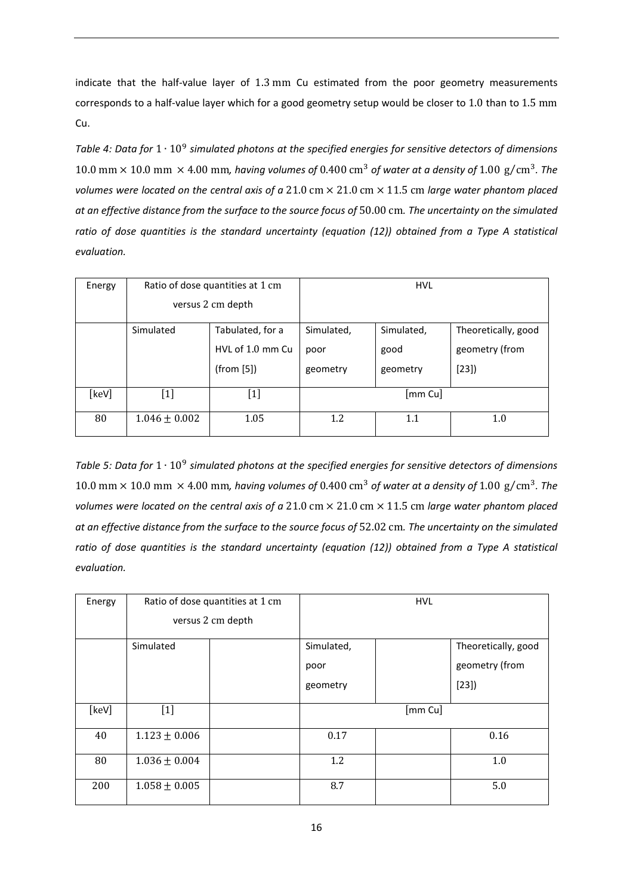indicate that the half-value layer of 1.3 mm Cu estimated from the poor geometry measurements corresponds to a half-value layer which for a good geometry setup would be closer to 1.0 than to 1.5 mm Cu.

*Table 4: Data for $1 \cdot 10^9$ simulated photons at the specified energies for sensitive detectors of dimensions $10.0 \text{ mm} \times 10.0 \text{ mm} \times 4.00 \text{ mm}$, having volumes of $0.400 \text{ cm}^3$ of water at a density of $1.00 \text{ g/cm}^3$. The volumes were located on the central axis of a $21.0 \text{ cm} \times 21.0 \text{ cm} \times 11.5 \text{ cm}$ large water phantom placed at an effective distance from the surface to the source focus of $50.00 \text{ cm}$. The uncertainty on the simulated ratio of dose quantities is the standard uncertainty (equation (12)) obtained from a Type A statistical evaluation.*

| Energy | Ratio of dose quantities at 1 cm versus 2 cm depth | | HVL | | |
|---|---|---|---|---|---|
| | Simulated | Tabulated, for a HVL of 1.0 mm Cu (from [5]) | Simulated, poor geometry | Simulated, good geometry | Theoretically, good geometry (from [23]) |
| [keV] | [1] | [1] | [mm Cu] | | |
| 80 | $1.046 \pm 0.002$ | 1.05 | 1.2 | 1.1 | 1.0 |

*Table 5: Data for $1 \cdot 10^9$ simulated photons at the specified energies for sensitive detectors of dimensions $10.0 \text{ mm} \times 10.0 \text{ mm} \times 4.00 \text{ mm}$, having volumes of $0.400 \text{ cm}^3$ of water at a density of $1.00 \text{ g/cm}^3$. The volumes were located on the central axis of a $21.0 \text{ cm} \times 21.0 \text{ cm} \times 11.5 \text{ cm}$ large water phantom placed at an effective distance from the surface to the source focus of $52.02 \text{ cm}$. The uncertainty on the simulated ratio of dose quantities is the standard uncertainty (equation (12)) obtained from a Type A statistical evaluation.*

| Energy | Ratio of dose quantities at 1 cm versus 2 cm depth | | HVL | | |
|---|---|---|---|---|---|
| | Simulated | | Simulated, poor geometry | | Theoretically, good geometry (from [23]) |
| [keV] | [1] | | [mm Cu] | | |
| 40 | $1.123 \pm 0.006$ | | 0.17 | | 0.16 |
| 80 | $1.036 \pm 0.004$ | | 1.2 | | 1.0 |
| 200 | $1.058 \pm 0.005$ | | 8.7 | | 5.0 |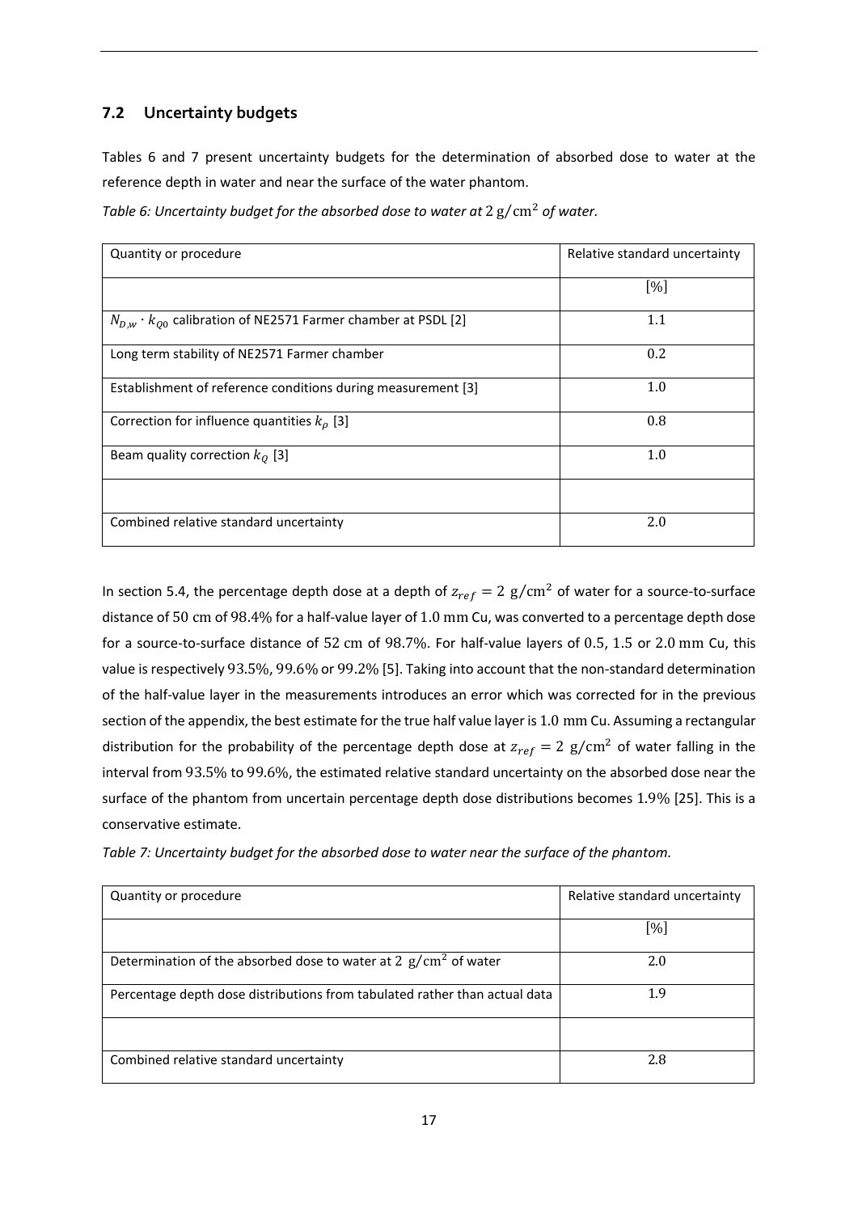## 7.2 Uncertainty budgets

Tables 6 and 7 present uncertainty budgets for the determination of absorbed dose to water at the reference depth in water and near the surface of the water phantom.

*Table 6: Uncertainty budget for the absorbed dose to water at* $2\ \mathrm{g/cm^2}$ *of water.*

| Quantity or procedure | Relative standard uncertainty |
|---|---|
| | [%] |
| $N_{D,w} \cdot k_{Q0}$ calibration of NE2571 Farmer chamber at PSDL [2] | 1.1 |
| Long term stability of NE2571 Farmer chamber | 0.2 |
| Establishment of reference conditions during measurement [3] | 1.0 |
| Correction for influence quantities $k_\rho$ [3] | 0.8 |
| Beam quality correction $k_Q$ [3] | 1.0 |
| | |
| Combined relative standard uncertainty | 2.0 |

In section 5.4, the percentage depth dose at a depth of $z_{ref} = 2\ \mathrm{g/cm^2}$ of water for a source-to-surface distance of 50 cm of 98.4% for a half-value layer of 1.0 mm Cu, was converted to a percentage depth dose for a source-to-surface distance of 52 cm of 98.7%. For half-value layers of 0.5, 1.5 or 2.0 mm Cu, this value is respectively 93.5%, 99.6% or 99.2% [5]. Taking into account that the non-standard determination of the half-value layer in the measurements introduces an error which was corrected for in the previous section of the appendix, the best estimate for the true half value layer is 1.0 mm Cu. Assuming a rectangular distribution for the probability of the percentage depth dose at $z_{ref} = 2\ \mathrm{g/cm^2}$ of water falling in the interval from 93.5% to 99.6%, the estimated relative standard uncertainty on the absorbed dose near the surface of the phantom from uncertain percentage depth dose distributions becomes 1.9% [25]. This is a conservative estimate.

*Table 7: Uncertainty budget for the absorbed dose to water near the surface of the phantom.*

| Quantity or procedure | Relative standard uncertainty |
|---|---|
| | [%] |
| Determination of the absorbed dose to water at $2\ \mathrm{g/cm^2}$ of water | 2.0 |
| Percentage depth dose distributions from tabulated rather than actual data | 1.9 |
| | |
| Combined relative standard uncertainty | 2.8 |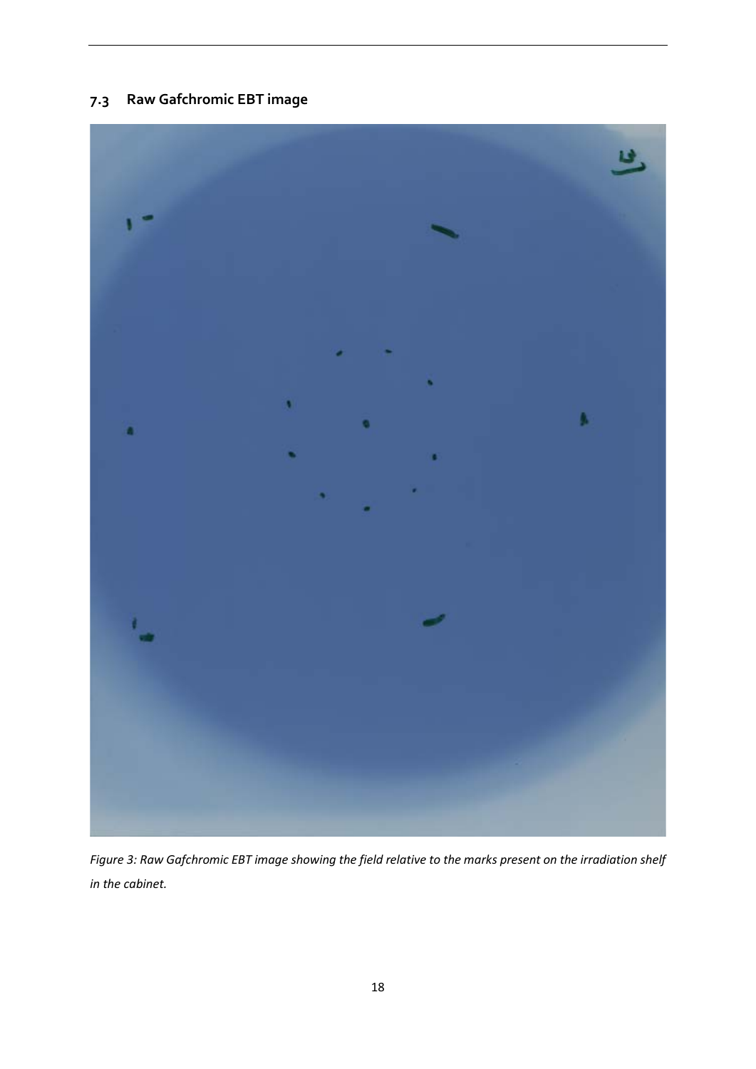## 7.3 Raw Gafchromic EBT image

*Figure 3: Raw Gafchromic EBT image showing the field relative to the marks present on the irradiation shelf in the cabinet.*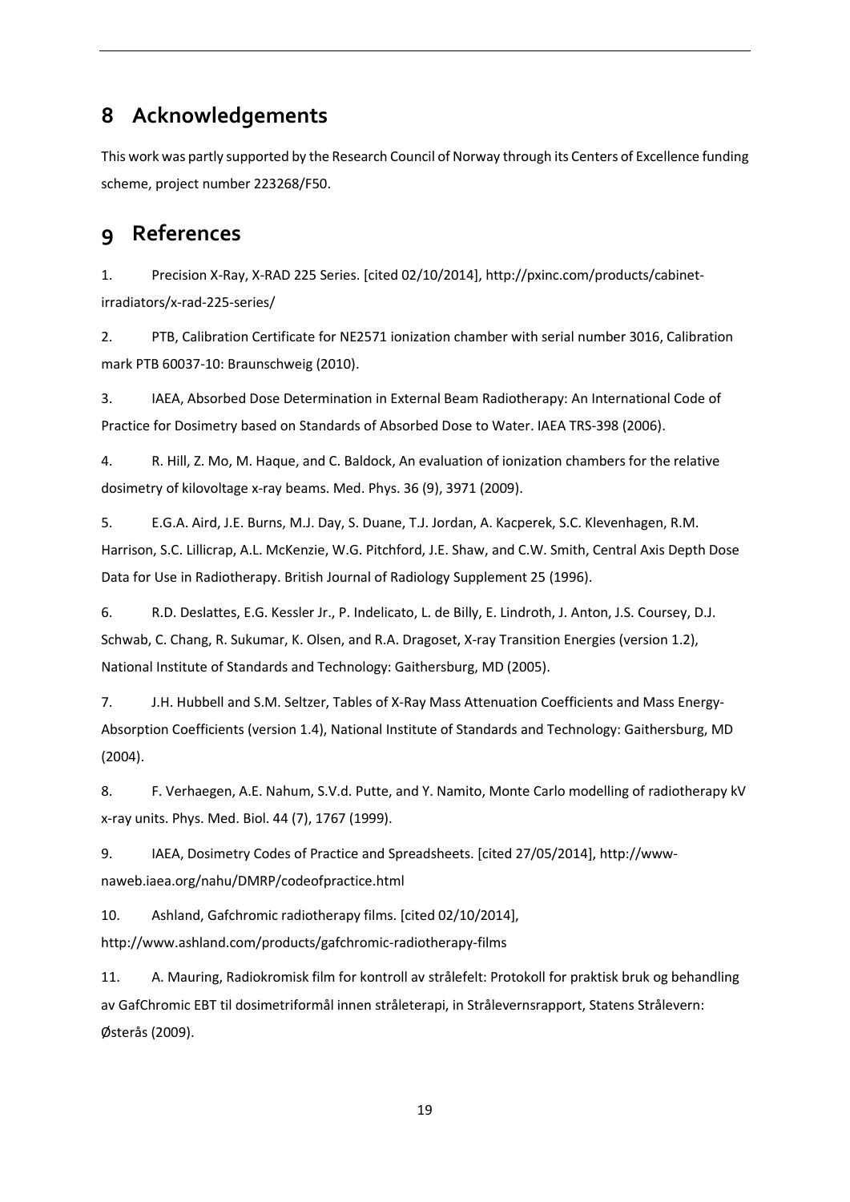# 8 Acknowledgements

This work was partly supported by the Research Council of Norway through its Centers of Excellence funding scheme, project number 223268/F50.

# 9 References

1. Precision X-Ray, X-RAD 225 Series. [cited 02/10/2014], http://pxinc.com/products/cabinet-irradiators/x-rad-225-series/

2. PTB, Calibration Certificate for NE2571 ionization chamber with serial number 3016, Calibration mark PTB 60037-10: Braunschweig (2010).

3. IAEA, Absorbed Dose Determination in External Beam Radiotherapy: An International Code of Practice for Dosimetry based on Standards of Absorbed Dose to Water. IAEA TRS-398 (2006).

4. R. Hill, Z. Mo, M. Haque, and C. Baldock, An evaluation of ionization chambers for the relative dosimetry of kilovoltage x-ray beams. Med. Phys. 36 (9), 3971 (2009).

5. E.G.A. Aird, J.E. Burns, M.J. Day, S. Duane, T.J. Jordan, A. Kacperek, S.C. Klevenhagen, R.M. Harrison, S.C. Lillicrap, A.L. McKenzie, W.G. Pitchford, J.E. Shaw, and C.W. Smith, Central Axis Depth Dose Data for Use in Radiotherapy. British Journal of Radiology Supplement 25 (1996).

6. R.D. Deslattes, E.G. Kessler Jr., P. Indelicato, L. de Billy, E. Lindroth, J. Anton, J.S. Coursey, D.J. Schwab, C. Chang, R. Sukumar, K. Olsen, and R.A. Dragoset, X-ray Transition Energies (version 1.2), National Institute of Standards and Technology: Gaithersburg, MD (2005).

7. J.H. Hubbell and S.M. Seltzer, Tables of X-Ray Mass Attenuation Coefficients and Mass Energy-Absorption Coefficients (version 1.4), National Institute of Standards and Technology: Gaithersburg, MD (2004).

8. F. Verhaegen, A.E. Nahum, S.V.d. Putte, and Y. Namito, Monte Carlo modelling of radiotherapy kV x-ray units. Phys. Med. Biol. 44 (7), 1767 (1999).

9. IAEA, Dosimetry Codes of Practice and Spreadsheets. [cited 27/05/2014], http://www-naweb.iaea.org/nahu/DMRP/codeofpractice.html

10. Ashland, Gafchromic radiotherapy films. [cited 02/10/2014], http://www.ashland.com/products/gafchromic-radiotherapy-films

11. A. Mauring, Radiokromisk film for kontroll av strålefelt: Protokoll for praktisk bruk og behandling av GafChromic EBT til dosimetriformål innen stråleterapi, in Strålevernsrapport, Statens Strålevern: Østerås (2009).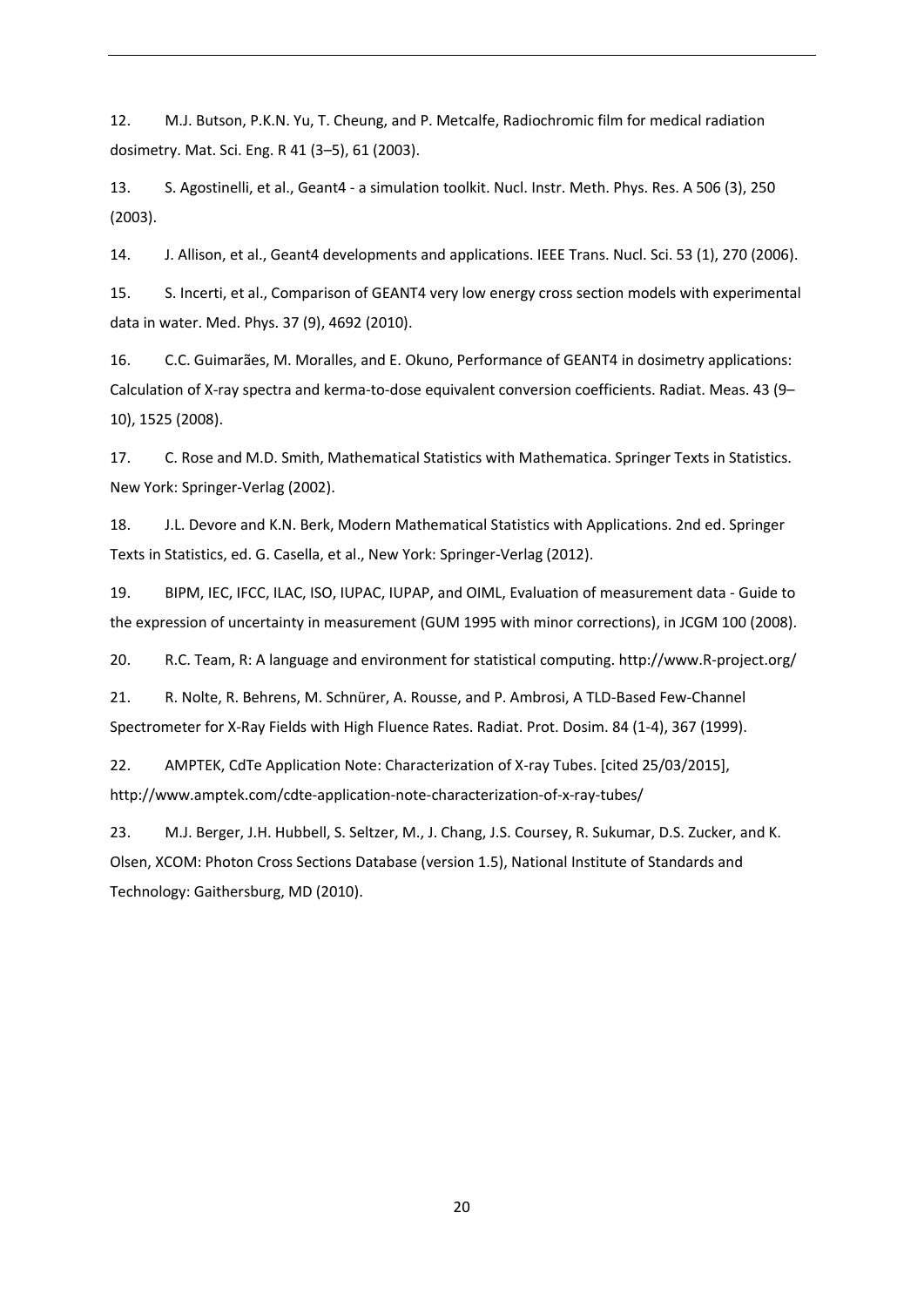12. M.J. Butson, P.K.N. Yu, T. Cheung, and P. Metcalfe, Radiochromic film for medical radiation dosimetry. Mat. Sci. Eng. R 41 (3–5), 61 (2003).

13. S. Agostinelli, et al., Geant4 - a simulation toolkit. Nucl. Instr. Meth. Phys. Res. A 506 (3), 250 (2003).

14. J. Allison, et al., Geant4 developments and applications. IEEE Trans. Nucl. Sci. 53 (1), 270 (2006).

15. S. Incerti, et al., Comparison of GEANT4 very low energy cross section models with experimental data in water. Med. Phys. 37 (9), 4692 (2010).

16. C.C. Guimarães, M. Moralles, and E. Okuno, Performance of GEANT4 in dosimetry applications: Calculation of X-ray spectra and kerma-to-dose equivalent conversion coefficients. Radiat. Meas. 43 (9–10), 1525 (2008).

17. C. Rose and M.D. Smith, Mathematical Statistics with Mathematica. Springer Texts in Statistics. New York: Springer-Verlag (2002).

18. J.L. Devore and K.N. Berk, Modern Mathematical Statistics with Applications. 2nd ed. Springer Texts in Statistics, ed. G. Casella, et al., New York: Springer-Verlag (2012).

19. BIPM, IEC, IFCC, ILAC, ISO, IUPAC, IUPAP, and OIML, Evaluation of measurement data - Guide to the expression of uncertainty in measurement (GUM 1995 with minor corrections), in JCGM 100 (2008).

20. R.C. Team, R: A language and environment for statistical computing. http://www.R-project.org/

21. R. Nolte, R. Behrens, M. Schnürer, A. Rousse, and P. Ambrosi, A TLD-Based Few-Channel Spectrometer for X-Ray Fields with High Fluence Rates. Radiat. Prot. Dosim. 84 (1-4), 367 (1999).

22. AMPTEK, CdTe Application Note: Characterization of X-ray Tubes. [cited 25/03/2015], http://www.amptek.com/cdte-application-note-characterization-of-x-ray-tubes/

23. M.J. Berger, J.H. Hubbell, S. Seltzer, M., J. Chang, J.S. Coursey, R. Sukumar, D.S. Zucker, and K. Olsen, XCOM: Photon Cross Sections Database (version 1.5), National Institute of Standards and Technology: Gaithersburg, MD (2010).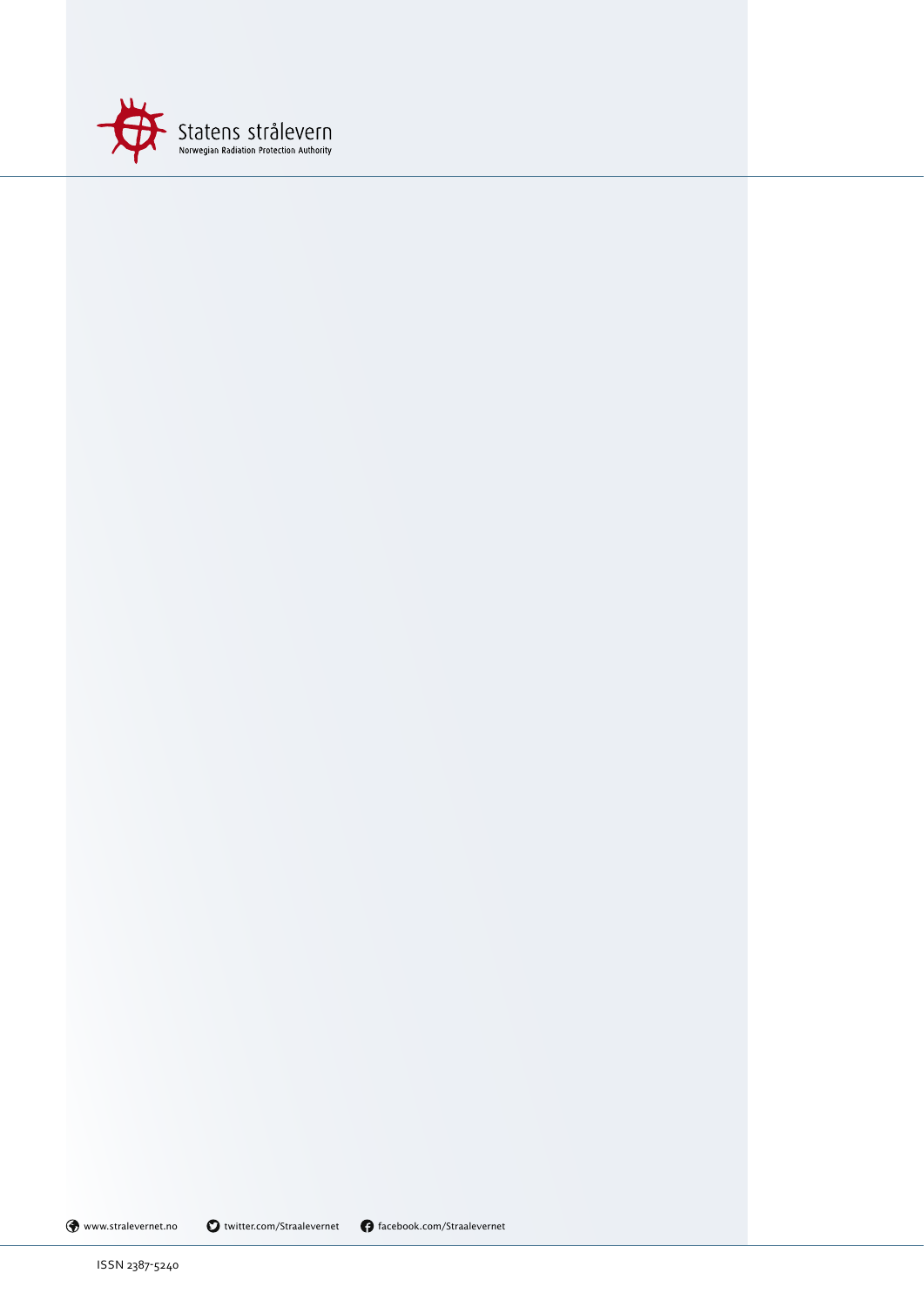Statens strålevern

Norwegian Radiation Protection Authority

www.stralevernet.no twitter.com/Straalevernet facebook.com/Straalevernet

ISSN 2387-5240